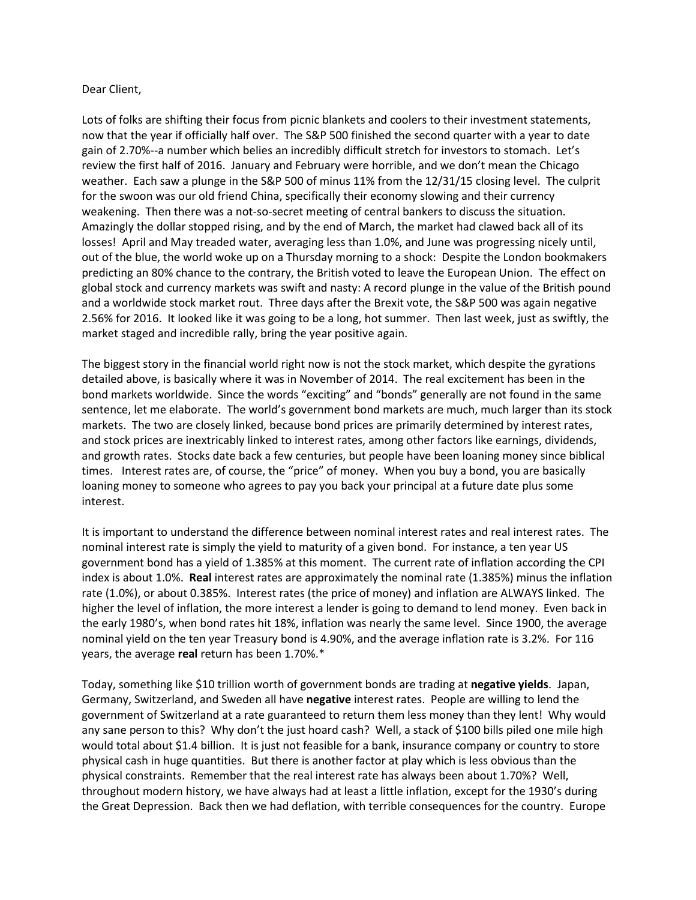Dear Client,

Lots of folks are shifting their focus from picnic blankets and coolers to their investment statements, now that the year if officially half over. The S&P 500 finished the second quarter with a year to date gain of 2.70%--a number which belies an incredibly difficult stretch for investors to stomach. Let's review the first half of 2016. January and February were horrible, and we don't mean the Chicago weather. Each saw a plunge in the S&P 500 of minus 11% from the 12/31/15 closing level. The culprit for the swoon was our old friend China, specifically their economy slowing and their currency weakening. Then there was a not-so-secret meeting of central bankers to discuss the situation. Amazingly the dollar stopped rising, and by the end of March, the market had clawed back all of its losses! April and May treaded water, averaging less than 1.0%, and June was progressing nicely until, out of the blue, the world woke up on a Thursday morning to a shock: Despite the London bookmakers predicting an 80% chance to the contrary, the British voted to leave the European Union. The effect on global stock and currency markets was swift and nasty: A record plunge in the value of the British pound and a worldwide stock market rout. Three days after the Brexit vote, the S&P 500 was again negative 2.56% for 2016. It looked like it was going to be a long, hot summer. Then last week, just as swiftly, the market staged and incredible rally, bring the year positive again.

The biggest story in the financial world right now is not the stock market, which despite the gyrations detailed above, is basically where it was in November of 2014. The real excitement has been in the bond markets worldwide. Since the words "exciting" and "bonds" generally are not found in the same sentence, let me elaborate. The world's government bond markets are much, much larger than its stock markets. The two are closely linked, because bond prices are primarily determined by interest rates, and stock prices are inextricably linked to interest rates, among other factors like earnings, dividends, and growth rates. Stocks date back a few centuries, but people have been loaning money since biblical times. Interest rates are, of course, the "price" of money. When you buy a bond, you are basically loaning money to someone who agrees to pay you back your principal at a future date plus some interest.

It is important to understand the difference between nominal interest rates and real interest rates. The nominal interest rate is simply the yield to maturity of a given bond. For instance, a ten year US government bond has a yield of 1.385% at this moment. The current rate of inflation according the CPI index is about 1.0%. **Real** interest rates are approximately the nominal rate (1.385%) minus the inflation rate (1.0%), or about 0.385%. Interest rates (the price of money) and inflation are ALWAYS linked. The higher the level of inflation, the more interest a lender is going to demand to lend money. Even back in the early 1980's, when bond rates hit 18%, inflation was nearly the same level. Since 1900, the average nominal yield on the ten year Treasury bond is 4.90%, and the average inflation rate is 3.2%. For 116 years, the average **real** return has been 1.70%.*

Today, something like $10 trillion worth of government bonds are trading at **negative yields**. Japan, Germany, Switzerland, and Sweden all have **negative** interest rates. People are willing to lend the government of Switzerland at a rate guaranteed to return them less money than they lent! Why would any sane person to this? Why don't the just hoard cash? Well, a stack of $100 bills piled one mile high would total about $1.4 billion. It is just not feasible for a bank, insurance company or country to store physical cash in huge quantities. But there is another factor at play which is less obvious than the physical constraints. Remember that the real interest rate has always been about 1.70%? Well, throughout modern history, we have always had at least a little inflation, except for the 1930's during the Great Depression. Back then we had deflation, with terrible consequences for the country. Europe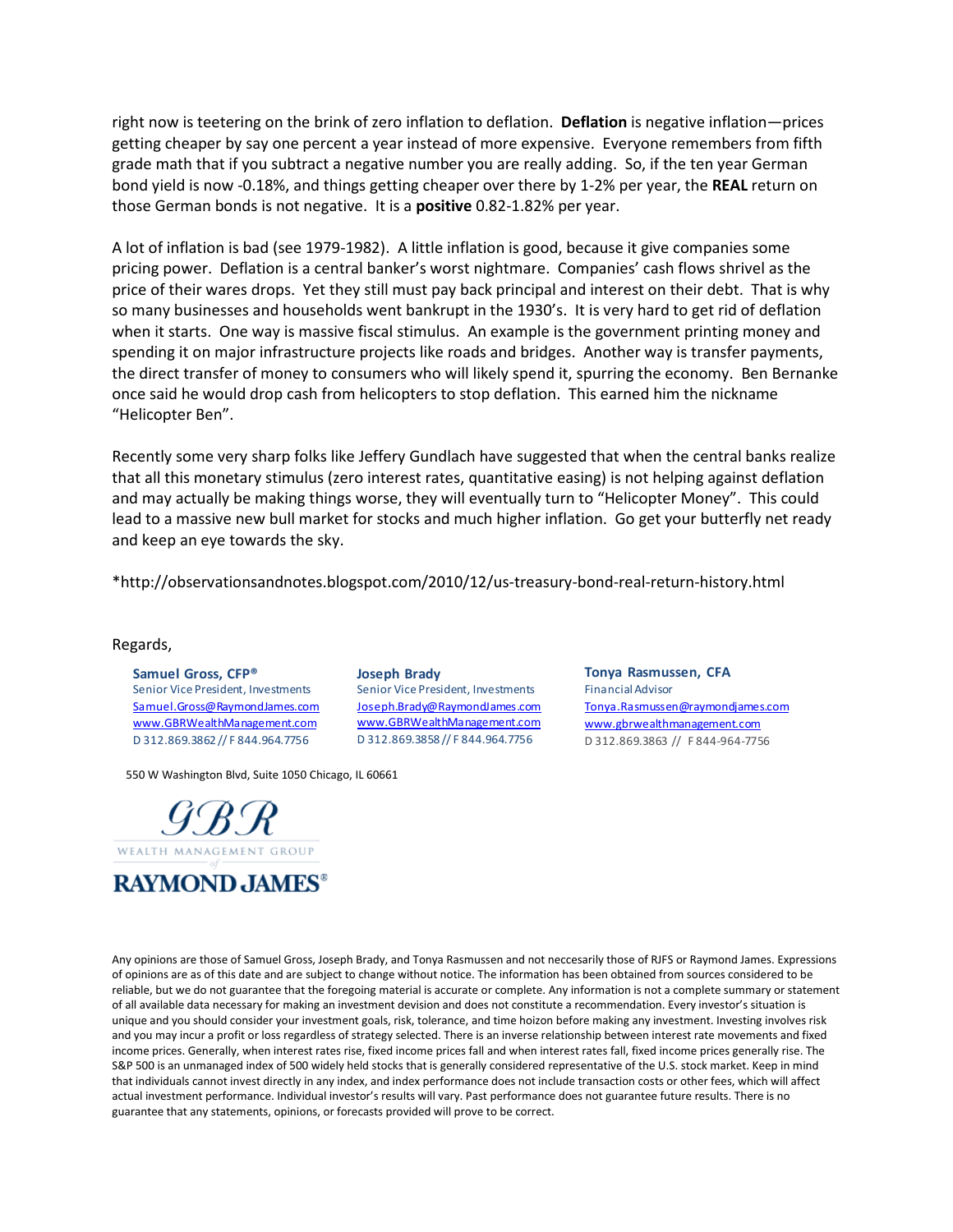right now is teetering on the brink of zero inflation to deflation. **Deflation** is negative inflation—prices getting cheaper by say one percent a year instead of more expensive. Everyone remembers from fifth grade math that if you subtract a negative number you are really adding. So, if the ten year German bond yield is now -0.18%, and things getting cheaper over there by 1-2% per year, the **REAL** return on those German bonds is not negative. It is a **positive** 0.82-1.82% per year.

A lot of inflation is bad (see 1979-1982). A little inflation is good, because it give companies some pricing power. Deflation is a central banker's worst nightmare. Companies' cash flows shrivel as the price of their wares drops. Yet they still must pay back principal and interest on their debt. That is why so many businesses and households went bankrupt in the 1930's. It is very hard to get rid of deflation when it starts. One way is massive fiscal stimulus. An example is the government printing money and spending it on major infrastructure projects like roads and bridges. Another way is transfer payments, the direct transfer of money to consumers who will likely spend it, spurring the economy. Ben Bernanke once said he would drop cash from helicopters to stop deflation. This earned him the nickname "Helicopter Ben".

Recently some very sharp folks like Jeffery Gundlach have suggested that when the central banks realize that all this monetary stimulus (zero interest rates, quantitative easing) is not helping against deflation and may actually be making things worse, they will eventually turn to "Helicopter Money". This could lead to a massive new bull market for stocks and much higher inflation. Go get your butterfly net ready and keep an eye towards the sky.

*http://observationsandnotes.blogspot.com/2010/12/us-treasury-bond-real-return-history.html

Regards,

**Samuel Gross, CFP®**
Senior Vice President, Investments
Samuel.Gross@RaymondJames.com
www.GBRWealthManagement.com
D 312.869.3862 // F 844.964.7756

**Joseph Brady**
Senior Vice President, Investments
Joseph.Brady@RaymondJames.com
www.GBRWealthManagement.com
D 312.869.3858 // F 844.964.7756

**Tonya Rasmussen, CFA**
Financial Advisor
Tonya.Rasmussen@raymondjames.com
www.gbrwealthmanagement.com
D 312.869.3863 // F 844-964-7756

550 W Washington Blvd, Suite 1050 Chicago, IL 60661

GBR
WEALTH MANAGEMENT GROUP
of
RAYMOND JAMES®

Any opinions are those of Samuel Gross, Joseph Brady, and Tonya Rasmussen and not neccesarily those of RJFS or Raymond James. Expressions of opinions are as of this date and are subject to change without notice. The information has been obtained from sources considered to be reliable, but we do not guarantee that the foregoing material is accurate or complete. Any information is not a complete summary or statement of all available data necessary for making an investment devision and does not constitute a recommendation. Every investor's situation is unique and you should consider your investment goals, risk, tolerance, and time hoizon before making any investment. Investing involves risk and you may incur a profit or loss regardless of strategy selected. There is an inverse relationship between interest rate movements and fixed income prices. Generally, when interest rates rise, fixed income prices fall and when interest rates fall, fixed income prices generally rise. The S&P 500 is an unmanaged index of 500 widely held stocks that is generally considered representative of the U.S. stock market. Keep in mind that individuals cannot invest directly in any index, and index performance does not include transaction costs or other fees, which will affect actual investment performance. Individual investor's results will vary. Past performance does not guarantee future results. There is no guarantee that any statements, opinions, or forecasts provided will prove to be correct.